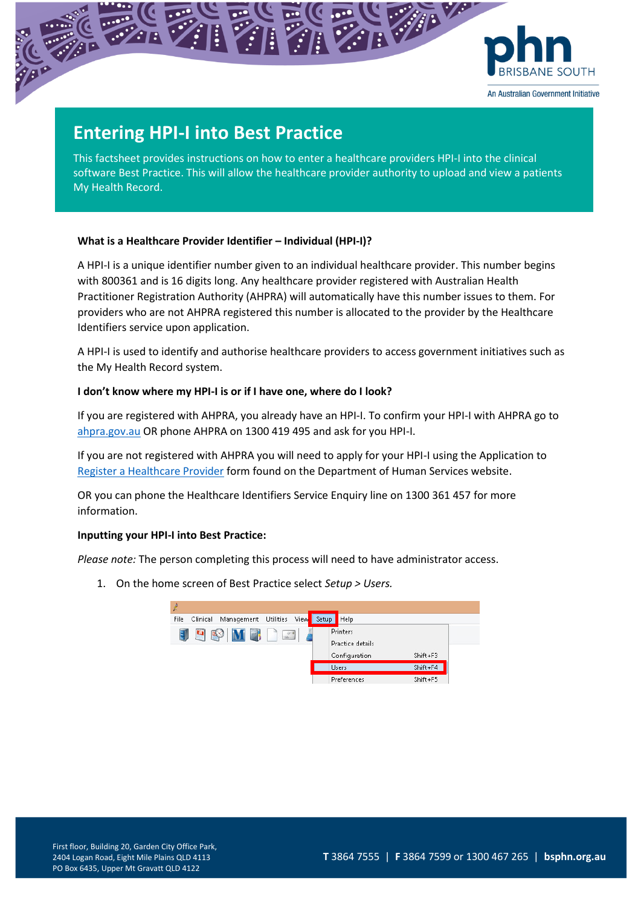# Entering HPI-I into Best Practice

This factsheet provides instructions on how to enter a healthcare providers HPI-I into the clinical software Best Practice. This will allow the healthcare provider authority to upload and view a patients My Health Record.

**What is a Healthcare Provider Identifier – Individual (HPI-I)?**

A HPI-I is a unique identifier number given to an individual healthcare provider. This number begins with 800361 and is 16 digits long. Any healthcare provider registered with Australian Health Practitioner Registration Authority (AHPRA) will automatically have this number issues to them. For providers who are not AHPRA registered this number is allocated to the provider by the Healthcare Identifiers service upon application.

A HPI-I is used to identify and authorise healthcare providers to access government initiatives such as the My Health Record system.

**I don't know where my HPI-I is or if I have one, where do I look?**

If you are registered with AHPRA, you already have an HPI-I. To confirm your HPI-I with AHPRA go to ahpra.gov.au OR phone AHPRA on 1300 419 495 and ask for you HPI-I.

If you are not registered with AHPRA you will need to apply for your HPI-I using the Application to Register a Healthcare Provider form found on the Department of Human Services website.

OR you can phone the Healthcare Identifiers Service Enquiry line on 1300 361 457 for more information.

**Inputting your HPI-I into Best Practice:**

*Please note:* The person completing this process will need to have administrator access.

1. On the home screen of Best Practice select *Setup > Users.*

File Clinical Management Utilities View Setup Help

Printers
Practice details
Configuration Shift+F3
Users Shift+F4
Preferences Shift+F5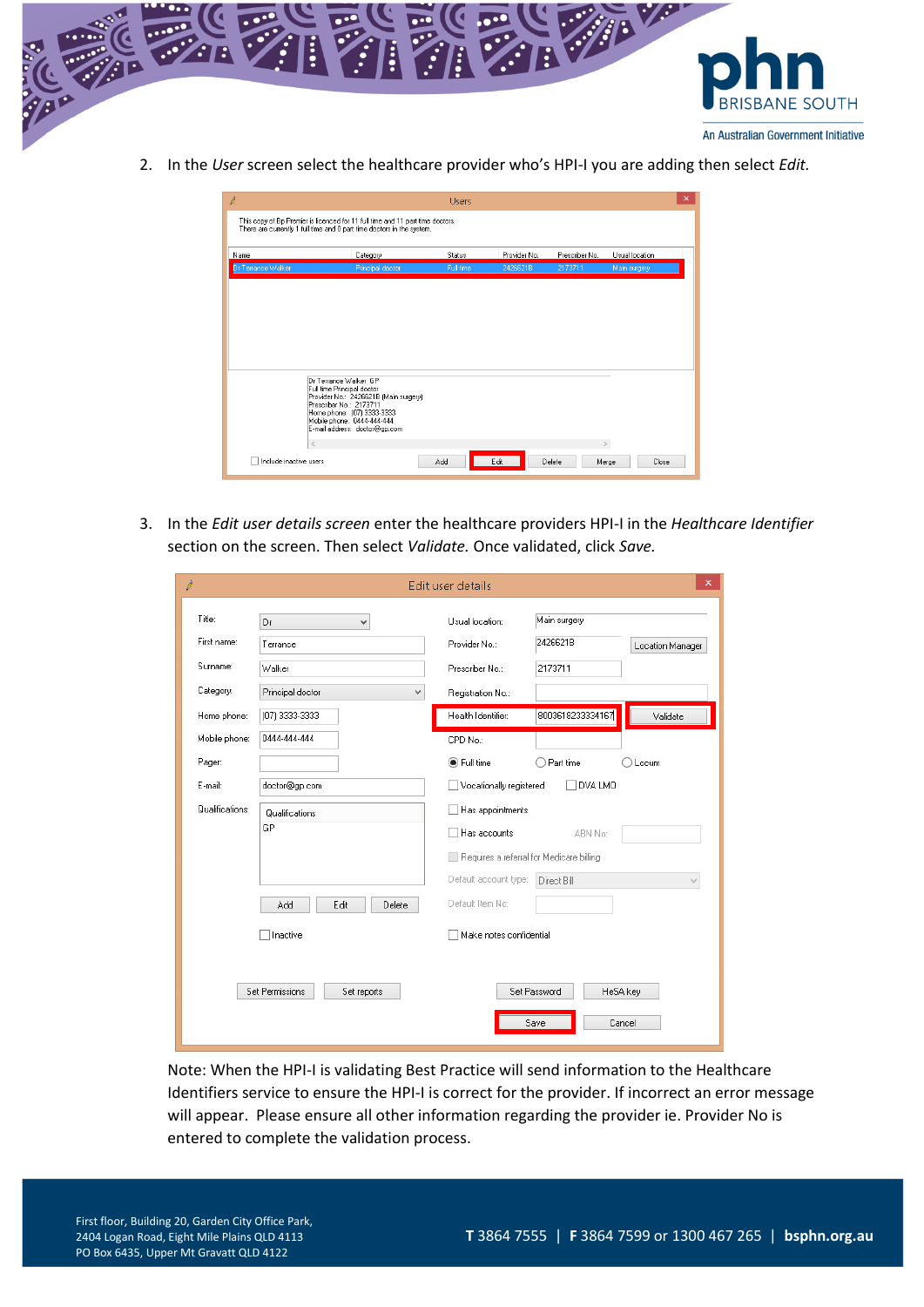2. In the *User* screen select the healthcare provider who's HPI-I you are adding then select *Edit.*

3. In the *Edit user details screen* enter the healthcare providers HPI-I in the *Healthcare Identifier* section on the screen. Then select *Validate.* Once validated, click *Save.*

Note: When the HPI-I is validating Best Practice will send information to the Healthcare Identifiers service to ensure the HPI-I is correct for the provider. If incorrect an error message will appear. Please ensure all other information regarding the provider ie. Provider No is entered to complete the validation process.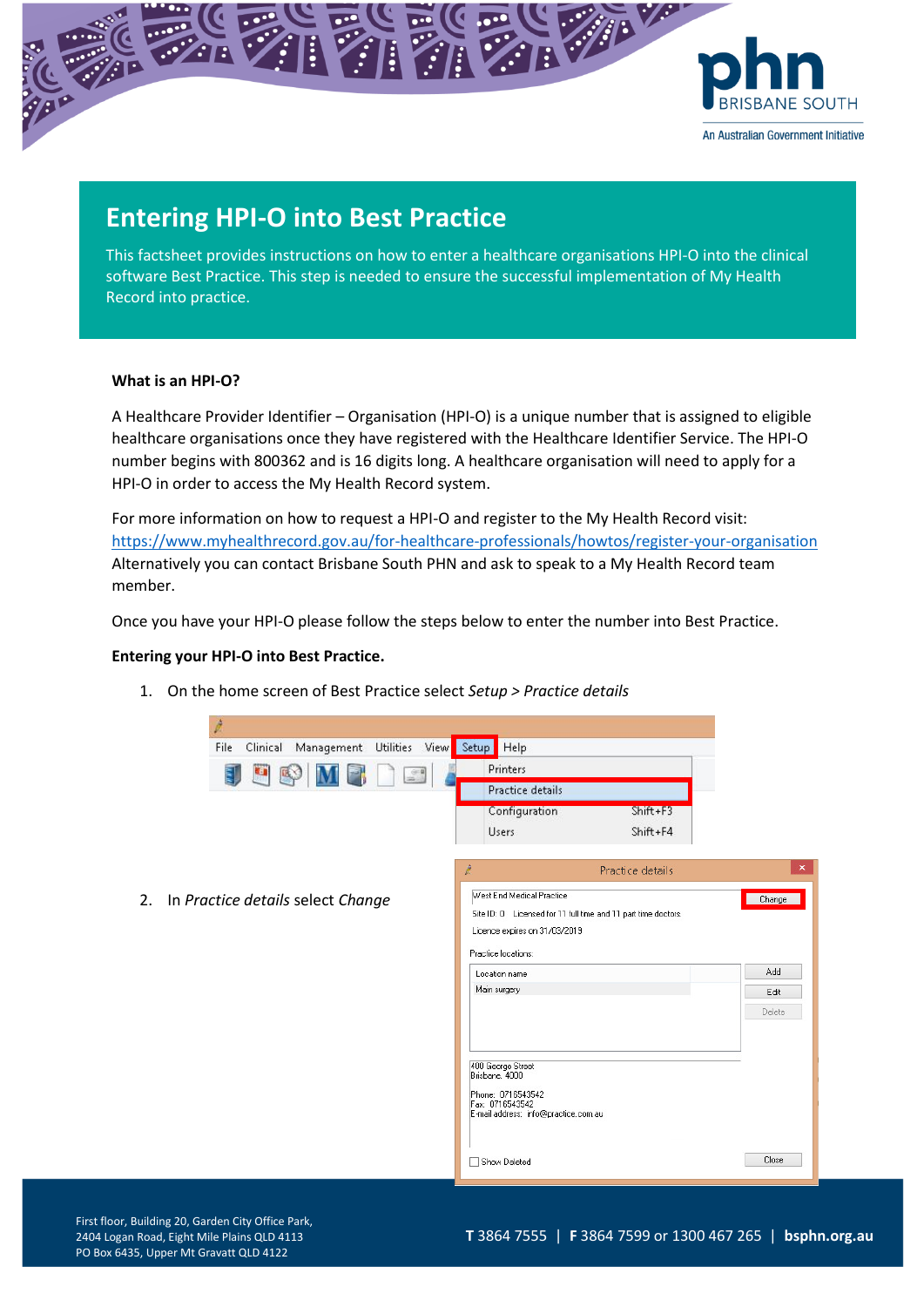# Entering HPI-O into Best Practice

This factsheet provides instructions on how to enter a healthcare organisations HPI-O into the clinical software Best Practice. This step is needed to ensure the successful implementation of My Health Record into practice.

**What is an HPI-O?**

A Healthcare Provider Identifier – Organisation (HPI-O) is a unique number that is assigned to eligible healthcare organisations once they have registered with the Healthcare Identifier Service. The HPI-O number begins with 800362 and is 16 digits long. A healthcare organisation will need to apply for a HPI-O in order to access the My Health Record system.

For more information on how to request a HPI-O and register to the My Health Record visit: https://www.myhealthrecord.gov.au/for-healthcare-professionals/howtos/register-your-organisation Alternatively you can contact Brisbane South PHN and ask to speak to a My Health Record team member.

Once you have your HPI-O please follow the steps below to enter the number into Best Practice.

**Entering your HPI-O into Best Practice.**

1. On the home screen of Best Practice select *Setup > Practice details*
2. In *Practice details* select *Change*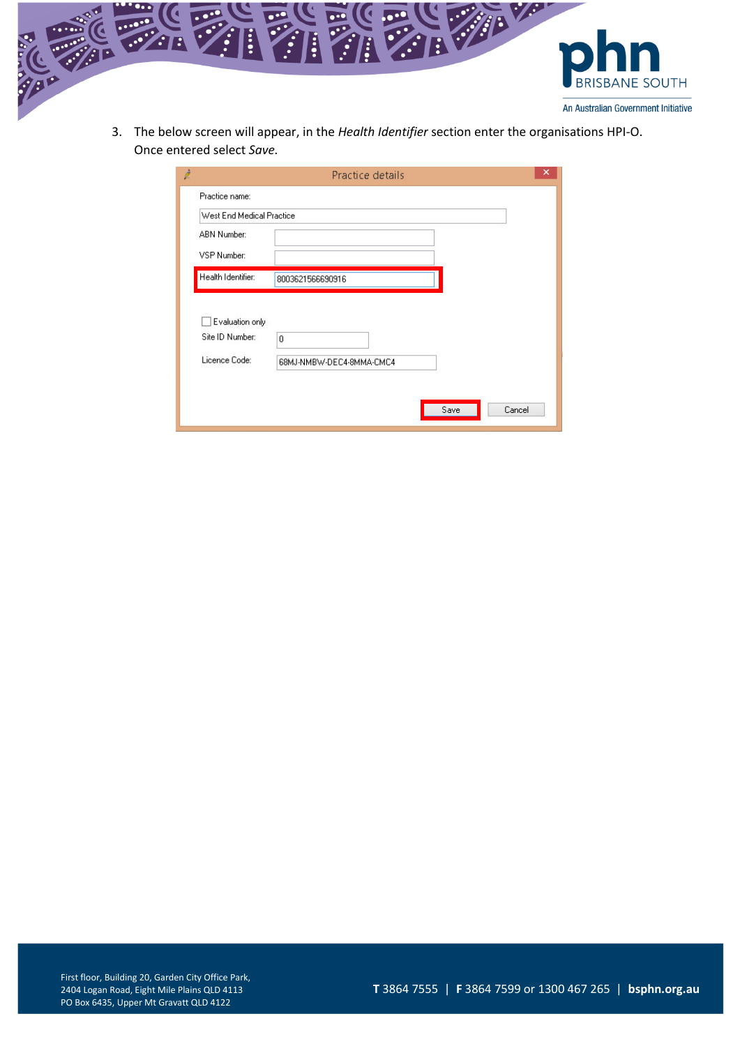3. The below screen will appear, in the *Health Identifier* section enter the organisations HPI-O. Once entered select *Save*.

Practice details

Practice name:

West End Medical Practice

ABN Number:

VSP Number:

Health Identifier: 8003621566690916

Evaluation only

Site ID Number: 0

Licence Code: 68MJ-NMBW-DEC4-8MMA-CMC4

Save Cancel